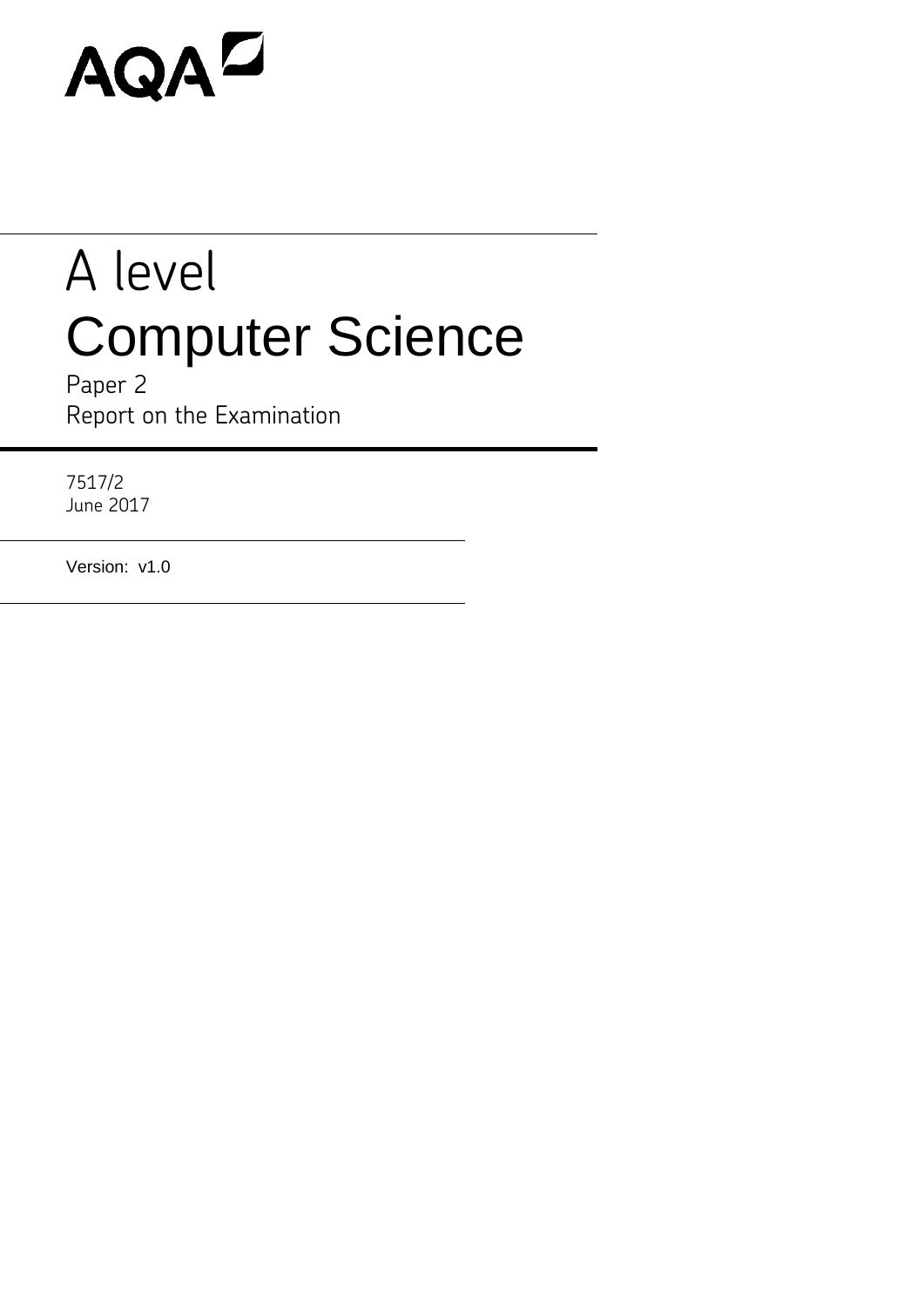AQA

# A level
# Computer Science

Paper 2
Report on the Examination

7517/2
June 2017

Version: v1.0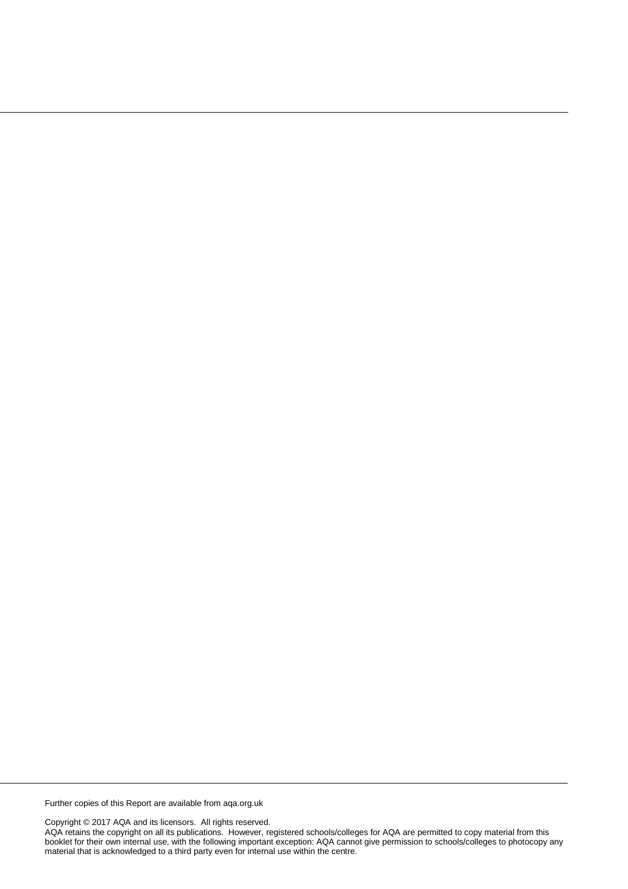Further copies of this Report are available from aqa.org.uk

Copyright © 2017 AQA and its licensors. All rights reserved.
AQA retains the copyright on all its publications. However, registered schools/colleges for AQA are permitted to copy material from this booklet for their own internal use, with the following important exception: AQA cannot give permission to schools/colleges to photocopy any material that is acknowledged to a third party even for internal use within the centre.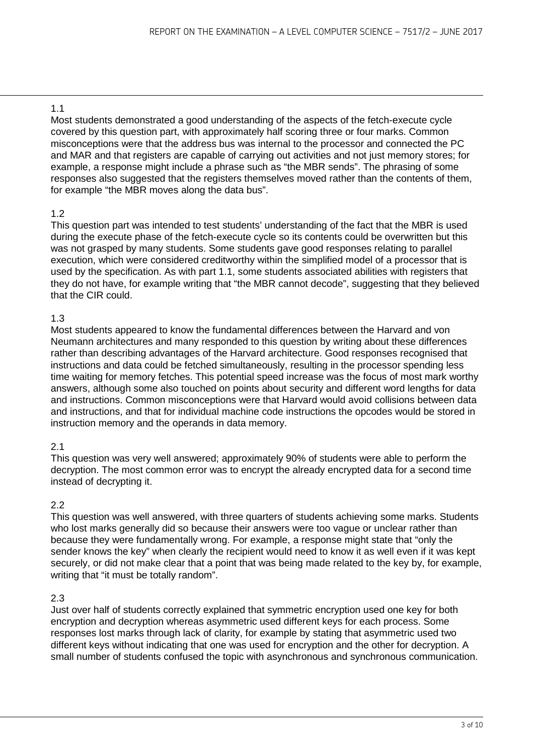### 1.1

Most students demonstrated a good understanding of the aspects of the fetch-execute cycle covered by this question part, with approximately half scoring three or four marks. Common misconceptions were that the address bus was internal to the processor and connected the PC and MAR and that registers are capable of carrying out activities and not just memory stores; for example, a response might include a phrase such as "the MBR sends". The phrasing of some responses also suggested that the registers themselves moved rather than the contents of them, for example "the MBR moves along the data bus".

### 1.2

This question part was intended to test students' understanding of the fact that the MBR is used during the execute phase of the fetch-execute cycle so its contents could be overwritten but this was not grasped by many students. Some students gave good responses relating to parallel execution, which were considered creditworthy within the simplified model of a processor that is used by the specification. As with part 1.1, some students associated abilities with registers that they do not have, for example writing that "the MBR cannot decode", suggesting that they believed that the CIR could.

### 1.3

Most students appeared to know the fundamental differences between the Harvard and von Neumann architectures and many responded to this question by writing about these differences rather than describing advantages of the Harvard architecture. Good responses recognised that instructions and data could be fetched simultaneously, resulting in the processor spending less time waiting for memory fetches. This potential speed increase was the focus of most mark worthy answers, although some also touched on points about security and different word lengths for data and instructions. Common misconceptions were that Harvard would avoid collisions between data and instructions, and that for individual machine code instructions the opcodes would be stored in instruction memory and the operands in data memory.

### 2.1

This question was very well answered; approximately 90% of students were able to perform the decryption. The most common error was to encrypt the already encrypted data for a second time instead of decrypting it.

### 2.2

This question was well answered, with three quarters of students achieving some marks. Students who lost marks generally did so because their answers were too vague or unclear rather than because they were fundamentally wrong. For example, a response might state that "only the sender knows the key" when clearly the recipient would need to know it as well even if it was kept securely, or did not make clear that a point that was being made related to the key by, for example, writing that "it must be totally random".

### 2.3

Just over half of students correctly explained that symmetric encryption used one key for both encryption and decryption whereas asymmetric used different keys for each process. Some responses lost marks through lack of clarity, for example by stating that asymmetric used two different keys without indicating that one was used for encryption and the other for decryption. A small number of students confused the topic with asynchronous and synchronous communication.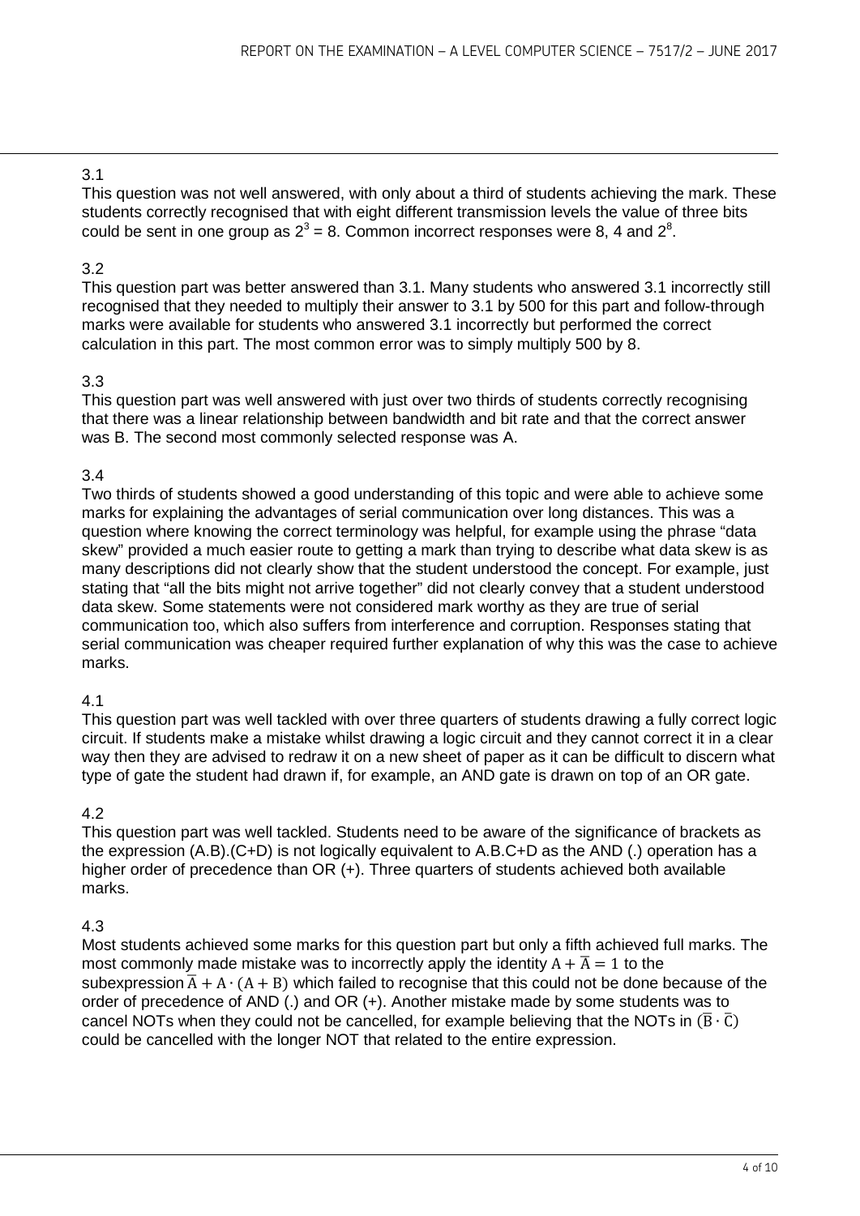### 3.1

This question was not well answered, with only about a third of students achieving the mark. These students correctly recognised that with eight different transmission levels the value of three bits could be sent in one group as $2^3 = 8$. Common incorrect responses were 8, 4 and $2^8$.

### 3.2

This question part was better answered than 3.1. Many students who answered 3.1 incorrectly still recognised that they needed to multiply their answer to 3.1 by 500 for this part and follow-through marks were available for students who answered 3.1 incorrectly but performed the correct calculation in this part. The most common error was to simply multiply 500 by 8.

### 3.3

This question part was well answered with just over two thirds of students correctly recognising that there was a linear relationship between bandwidth and bit rate and that the correct answer was B. The second most commonly selected response was A.

### 3.4

Two thirds of students showed a good understanding of this topic and were able to achieve some marks for explaining the advantages of serial communication over long distances. This was a question where knowing the correct terminology was helpful, for example using the phrase "data skew" provided a much easier route to getting a mark than trying to describe what data skew is as many descriptions did not clearly show that the student understood the concept. For example, just stating that "all the bits might not arrive together" did not clearly convey that a student understood data skew. Some statements were not considered mark worthy as they are true of serial communication too, which also suffers from interference and corruption. Responses stating that serial communication was cheaper required further explanation of why this was the case to achieve marks.

### 4.1

This question part was well tackled with over three quarters of students drawing a fully correct logic circuit. If students make a mistake whilst drawing a logic circuit and they cannot correct it in a clear way then they are advised to redraw it on a new sheet of paper as it can be difficult to discern what type of gate the student had drawn if, for example, an AND gate is drawn on top of an OR gate.

### 4.2

This question part was well tackled. Students need to be aware of the significance of brackets as the expression (A.B).(C+D) is not logically equivalent to A.B.C+D as the AND (.) operation has a higher order of precedence than OR (+). Three quarters of students achieved both available marks.

### 4.3

Most students achieved some marks for this question part but only a fifth achieved full marks. The most commonly made mistake was to incorrectly apply the identity $\mathrm{A} + \overline{\mathrm{A}} = 1$ to the subexpression $\overline{\mathrm{A}} + \mathrm{A} \cdot (\mathrm{A} + \mathrm{B})$ which failed to recognise that this could not be done because of the order of precedence of AND (.) and OR (+). Another mistake made by some students was to cancel NOTs when they could not be cancelled, for example believing that the NOTs in $(\overline{\mathrm{B}} \cdot \overline{\mathrm{C}})$ could be cancelled with the longer NOT that related to the entire expression.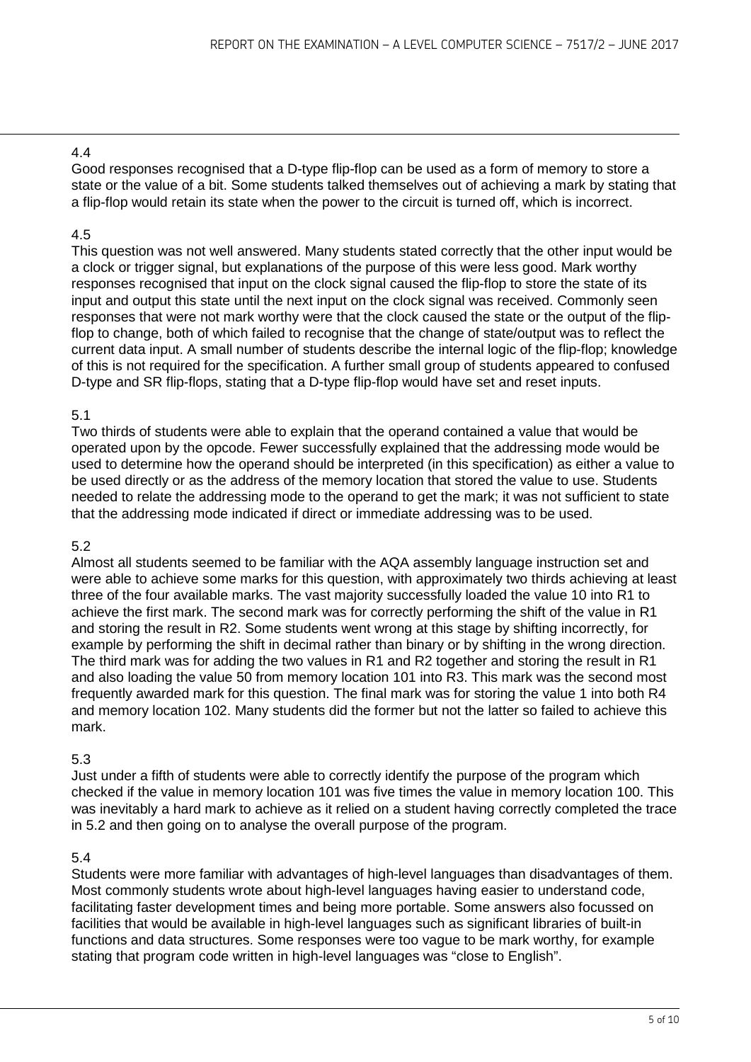### 4.4

Good responses recognised that a D-type flip-flop can be used as a form of memory to store a state or the value of a bit. Some students talked themselves out of achieving a mark by stating that a flip-flop would retain its state when the power to the circuit is turned off, which is incorrect.

### 4.5

This question was not well answered. Many students stated correctly that the other input would be a clock or trigger signal, but explanations of the purpose of this were less good. Mark worthy responses recognised that input on the clock signal caused the flip-flop to store the state of its input and output this state until the next input on the clock signal was received. Commonly seen responses that were not mark worthy were that the clock caused the state or the output of the flip-flop to change, both of which failed to recognise that the change of state/output was to reflect the current data input. A small number of students describe the internal logic of the flip-flop; knowledge of this is not required for the specification. A further small group of students appeared to confused D-type and SR flip-flops, stating that a D-type flip-flop would have set and reset inputs.

### 5.1

Two thirds of students were able to explain that the operand contained a value that would be operated upon by the opcode. Fewer successfully explained that the addressing mode would be used to determine how the operand should be interpreted (in this specification) as either a value to be used directly or as the address of the memory location that stored the value to use. Students needed to relate the addressing mode to the operand to get the mark; it was not sufficient to state that the addressing mode indicated if direct or immediate addressing was to be used.

### 5.2

Almost all students seemed to be familiar with the AQA assembly language instruction set and were able to achieve some marks for this question, with approximately two thirds achieving at least three of the four available marks. The vast majority successfully loaded the value 10 into R1 to achieve the first mark. The second mark was for correctly performing the shift of the value in R1 and storing the result in R2. Some students went wrong at this stage by shifting incorrectly, for example by performing the shift in decimal rather than binary or by shifting in the wrong direction. The third mark was for adding the two values in R1 and R2 together and storing the result in R1 and also loading the value 50 from memory location 101 into R3. This mark was the second most frequently awarded mark for this question. The final mark was for storing the value 1 into both R4 and memory location 102. Many students did the former but not the latter so failed to achieve this mark.

### 5.3

Just under a fifth of students were able to correctly identify the purpose of the program which checked if the value in memory location 101 was five times the value in memory location 100. This was inevitably a hard mark to achieve as it relied on a student having correctly completed the trace in 5.2 and then going on to analyse the overall purpose of the program.

### 5.4

Students were more familiar with advantages of high-level languages than disadvantages of them. Most commonly students wrote about high-level languages having easier to understand code, facilitating faster development times and being more portable. Some answers also focussed on facilities that would be available in high-level languages such as significant libraries of built-in functions and data structures. Some responses were too vague to be mark worthy, for example stating that program code written in high-level languages was "close to English".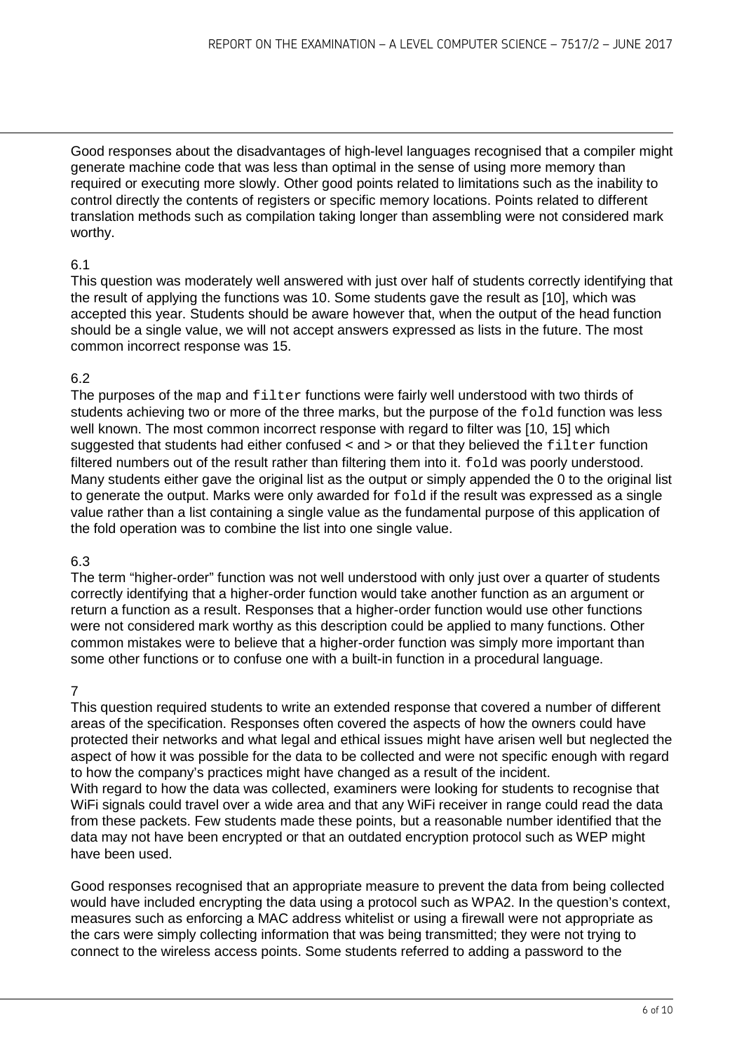Good responses about the disadvantages of high-level languages recognised that a compiler might generate machine code that was less than optimal in the sense of using more memory than required or executing more slowly. Other good points related to limitations such as the inability to control directly the contents of registers or specific memory locations. Points related to different translation methods such as compilation taking longer than assembling were not considered mark worthy.

### 6.1

This question was moderately well answered with just over half of students correctly identifying that the result of applying the functions was 10. Some students gave the result as [10], which was accepted this year. Students should be aware however that, when the output of the head function should be a single value, we will not accept answers expressed as lists in the future. The most common incorrect response was 15.

### 6.2

The purposes of the `map` and `filter` functions were fairly well understood with two thirds of students achieving two or more of the three marks, but the purpose of the `fold` function was less well known. The most common incorrect response with regard to filter was [10, 15] which suggested that students had either confused < and > or that they believed the `filter` function filtered numbers out of the result rather than filtering them into it. `fold` was poorly understood. Many students either gave the original list as the output or simply appended the 0 to the original list to generate the output. Marks were only awarded for `fold` if the result was expressed as a single value rather than a list containing a single value as the fundamental purpose of this application of the fold operation was to combine the list into one single value.

### 6.3

The term "higher-order" function was not well understood with only just over a quarter of students correctly identifying that a higher-order function would take another function as an argument or return a function as a result. Responses that a higher-order function would use other functions were not considered mark worthy as this description could be applied to many functions. Other common mistakes were to believe that a higher-order function was simply more important than some other functions or to confuse one with a built-in function in a procedural language.

### 7

This question required students to write an extended response that covered a number of different areas of the specification. Responses often covered the aspects of how the owners could have protected their networks and what legal and ethical issues might have arisen well but neglected the aspect of how it was possible for the data to be collected and were not specific enough with regard to how the company's practices might have changed as a result of the incident.
With regard to how the data was collected, examiners were looking for students to recognise that WiFi signals could travel over a wide area and that any WiFi receiver in range could read the data from these packets. Few students made these points, but a reasonable number identified that the data may not have been encrypted or that an outdated encryption protocol such as WEP might have been used.

Good responses recognised that an appropriate measure to prevent the data from being collected would have included encrypting the data using a protocol such as WPA2. In the question's context, measures such as enforcing a MAC address whitelist or using a firewall were not appropriate as the cars were simply collecting information that was being transmitted; they were not trying to connect to the wireless access points. Some students referred to adding a password to the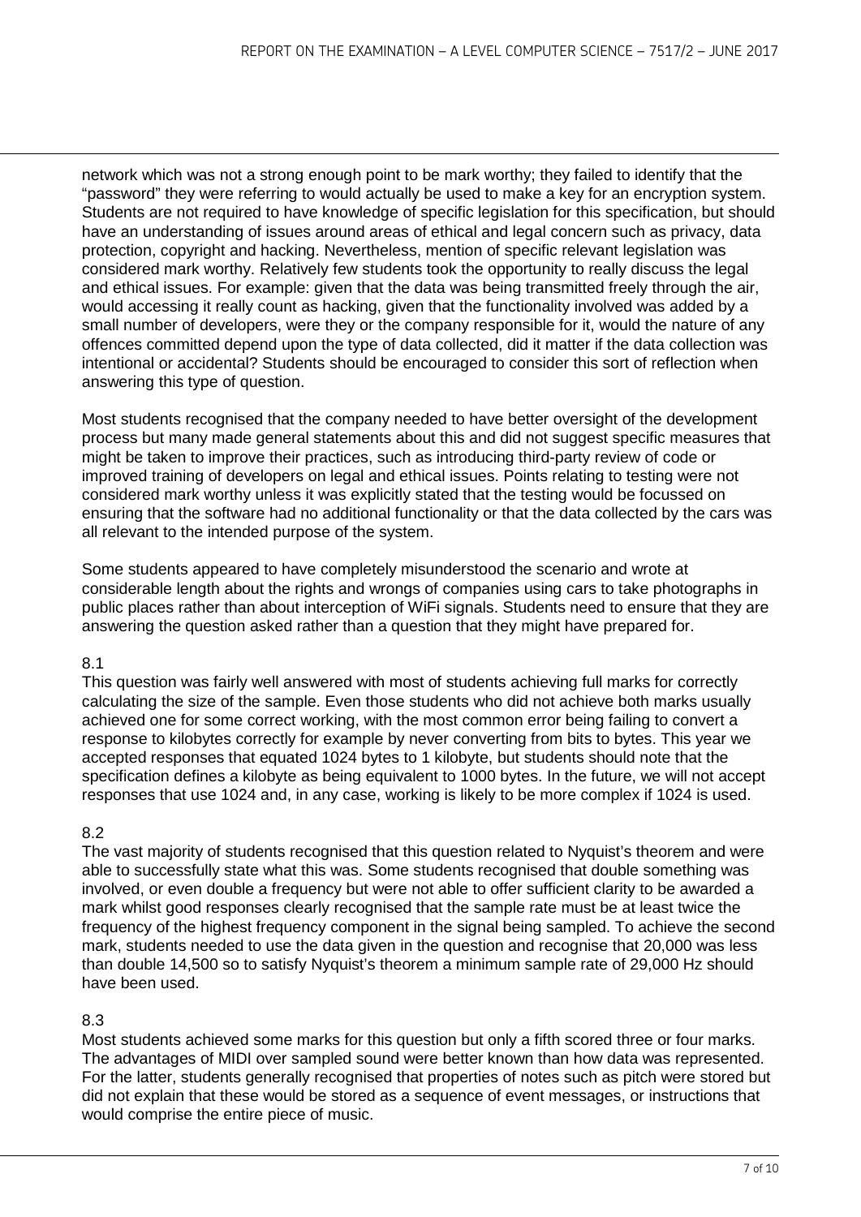network which was not a strong enough point to be mark worthy; they failed to identify that the "password" they were referring to would actually be used to make a key for an encryption system. Students are not required to have knowledge of specific legislation for this specification, but should have an understanding of issues around areas of ethical and legal concern such as privacy, data protection, copyright and hacking. Nevertheless, mention of specific relevant legislation was considered mark worthy. Relatively few students took the opportunity to really discuss the legal and ethical issues. For example: given that the data was being transmitted freely through the air, would accessing it really count as hacking, given that the functionality involved was added by a small number of developers, were they or the company responsible for it, would the nature of any offences committed depend upon the type of data collected, did it matter if the data collection was intentional or accidental? Students should be encouraged to consider this sort of reflection when answering this type of question.

Most students recognised that the company needed to have better oversight of the development process but many made general statements about this and did not suggest specific measures that might be taken to improve their practices, such as introducing third-party review of code or improved training of developers on legal and ethical issues. Points relating to testing were not considered mark worthy unless it was explicitly stated that the testing would be focussed on ensuring that the software had no additional functionality or that the data collected by the cars was all relevant to the intended purpose of the system.

Some students appeared to have completely misunderstood the scenario and wrote at considerable length about the rights and wrongs of companies using cars to take photographs in public places rather than about interception of WiFi signals. Students need to ensure that they are answering the question asked rather than a question that they might have prepared for.

### 8.1

This question was fairly well answered with most of students achieving full marks for correctly calculating the size of the sample. Even those students who did not achieve both marks usually achieved one for some correct working, with the most common error being failing to convert a response to kilobytes correctly for example by never converting from bits to bytes. This year we accepted responses that equated 1024 bytes to 1 kilobyte, but students should note that the specification defines a kilobyte as being equivalent to 1000 bytes. In the future, we will not accept responses that use 1024 and, in any case, working is likely to be more complex if 1024 is used.

### 8.2

The vast majority of students recognised that this question related to Nyquist's theorem and were able to successfully state what this was. Some students recognised that double something was involved, or even double a frequency but were not able to offer sufficient clarity to be awarded a mark whilst good responses clearly recognised that the sample rate must be at least twice the frequency of the highest frequency component in the signal being sampled. To achieve the second mark, students needed to use the data given in the question and recognise that 20,000 was less than double 14,500 so to satisfy Nyquist's theorem a minimum sample rate of 29,000 Hz should have been used.

### 8.3

Most students achieved some marks for this question but only a fifth scored three or four marks. The advantages of MIDI over sampled sound were better known than how data was represented. For the latter, students generally recognised that properties of notes such as pitch were stored but did not explain that these would be stored as a sequence of event messages, or instructions that would comprise the entire piece of music.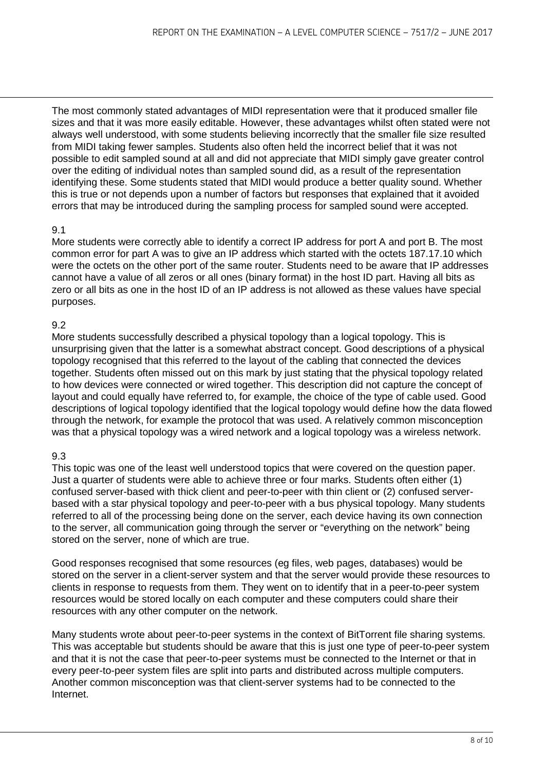The most commonly stated advantages of MIDI representation were that it produced smaller file sizes and that it was more easily editable. However, these advantages whilst often stated were not always well understood, with some students believing incorrectly that the smaller file size resulted from MIDI taking fewer samples. Students also often held the incorrect belief that it was not possible to edit sampled sound at all and did not appreciate that MIDI simply gave greater control over the editing of individual notes than sampled sound did, as a result of the representation identifying these. Some students stated that MIDI would produce a better quality sound. Whether this is true or not depends upon a number of factors but responses that explained that it avoided errors that may be introduced during the sampling process for sampled sound were accepted.

9.1

More students were correctly able to identify a correct IP address for port A and port B. The most common error for part A was to give an IP address which started with the octets 187.17.10 which were the octets on the other port of the same router. Students need to be aware that IP addresses cannot have a value of all zeros or all ones (binary format) in the host ID part. Having all bits as zero or all bits as one in the host ID of an IP address is not allowed as these values have special purposes.

9.2

More students successfully described a physical topology than a logical topology. This is unsurprising given that the latter is a somewhat abstract concept. Good descriptions of a physical topology recognised that this referred to the layout of the cabling that connected the devices together. Students often missed out on this mark by just stating that the physical topology related to how devices were connected or wired together. This description did not capture the concept of layout and could equally have referred to, for example, the choice of the type of cable used. Good descriptions of logical topology identified that the logical topology would define how the data flowed through the network, for example the protocol that was used. A relatively common misconception was that a physical topology was a wired network and a logical topology was a wireless network.

9.3

This topic was one of the least well understood topics that were covered on the question paper. Just a quarter of students were able to achieve three or four marks. Students often either (1) confused server-based with thick client and peer-to-peer with thin client or (2) confused server-based with a star physical topology and peer-to-peer with a bus physical topology. Many students referred to all of the processing being done on the server, each device having its own connection to the server, all communication going through the server or "everything on the network" being stored on the server, none of which are true.

Good responses recognised that some resources (eg files, web pages, databases) would be stored on the server in a client-server system and that the server would provide these resources to clients in response to requests from them. They went on to identify that in a peer-to-peer system resources would be stored locally on each computer and these computers could share their resources with any other computer on the network.

Many students wrote about peer-to-peer systems in the context of BitTorrent file sharing systems. This was acceptable but students should be aware that this is just one type of peer-to-peer system and that it is not the case that peer-to-peer systems must be connected to the Internet or that in every peer-to-peer system files are split into parts and distributed across multiple computers. Another common misconception was that client-server systems had to be connected to the Internet.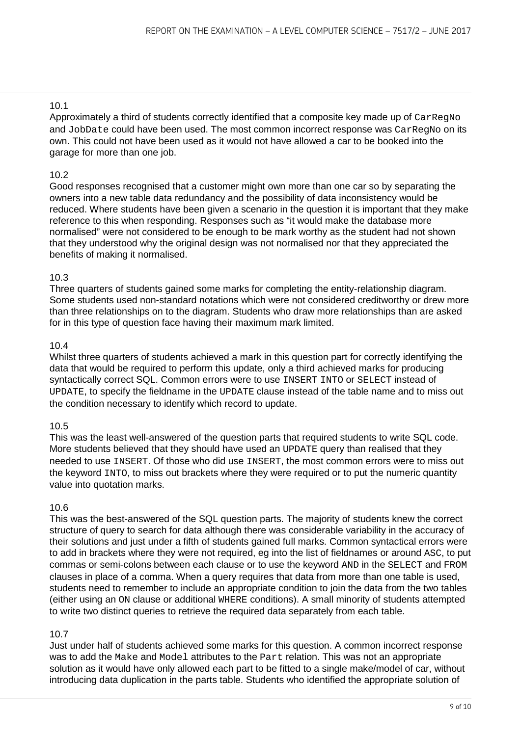10.1

Approximately a third of students correctly identified that a composite key made up of `CarRegNo` and `JobDate` could have been used. The most common incorrect response was `CarRegNo` on its own. This could not have been used as it would not have allowed a car to be booked into the garage for more than one job.

10.2

Good responses recognised that a customer might own more than one car so by separating the owners into a new table data redundancy and the possibility of data inconsistency would be reduced. Where students have been given a scenario in the question it is important that they make reference to this when responding. Responses such as "it would make the database more normalised" were not considered to be enough to be mark worthy as the student had not shown that they understood why the original design was not normalised nor that they appreciated the benefits of making it normalised.

10.3

Three quarters of students gained some marks for completing the entity-relationship diagram. Some students used non-standard notations which were not considered creditworthy or drew more than three relationships on to the diagram. Students who draw more relationships than are asked for in this type of question face having their maximum mark limited.

10.4

Whilst three quarters of students achieved a mark in this question part for correctly identifying the data that would be required to perform this update, only a third achieved marks for producing syntactically correct SQL. Common errors were to use `INSERT INTO` or `SELECT` instead of `UPDATE`, to specify the fieldname in the `UPDATE` clause instead of the table name and to miss out the condition necessary to identify which record to update.

10.5

This was the least well-answered of the question parts that required students to write SQL code. More students believed that they should have used an `UPDATE` query than realised that they needed to use `INSERT`. Of those who did use `INSERT`, the most common errors were to miss out the keyword `INTO`, to miss out brackets where they were required or to put the numeric quantity value into quotation marks.

10.6

This was the best-answered of the SQL question parts. The majority of students knew the correct structure of query to search for data although there was considerable variability in the accuracy of their solutions and just under a fifth of students gained full marks. Common syntactical errors were to add in brackets where they were not required, eg into the list of fieldnames or around `ASC`, to put commas or semi-colons between each clause or to use the keyword `AND` in the `SELECT` and `FROM` clauses in place of a comma. When a query requires that data from more than one table is used, students need to remember to include an appropriate condition to join the data from the two tables (either using an `ON` clause or additional `WHERE` conditions). A small minority of students attempted to write two distinct queries to retrieve the required data separately from each table.

10.7

Just under half of students achieved some marks for this question. A common incorrect response was to add the `Make` and `Model` attributes to the `Part` relation. This was not an appropriate solution as it would have only allowed each part to be fitted to a single make/model of car, without introducing data duplication in the parts table. Students who identified the appropriate solution of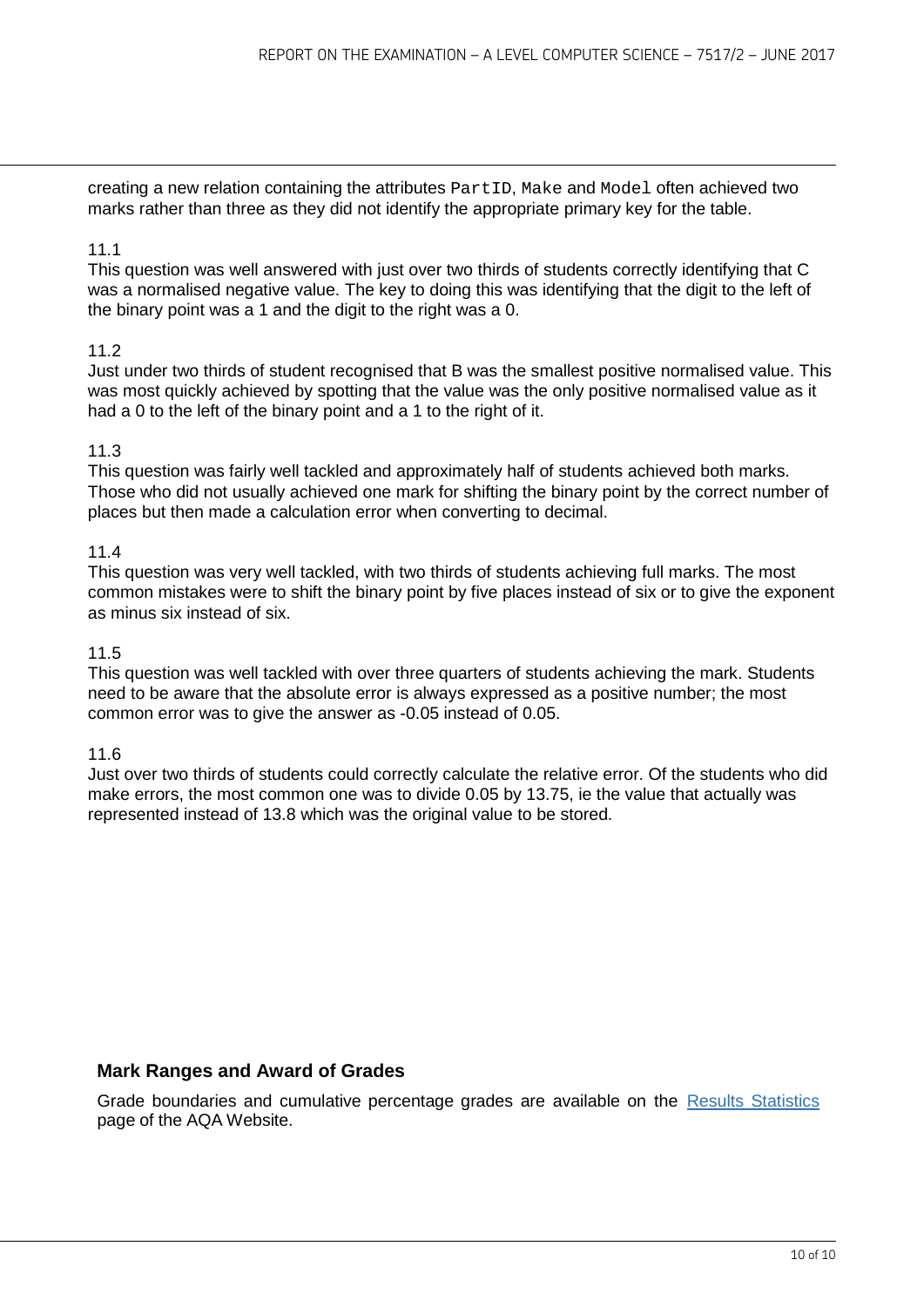creating a new relation containing the attributes `PartID`, `Make` and `Model` often achieved two marks rather than three as they did not identify the appropriate primary key for the table.

11.1

This question was well answered with just over two thirds of students correctly identifying that C was a normalised negative value. The key to doing this was identifying that the digit to the left of the binary point was a 1 and the digit to the right was a 0.

11.2

Just under two thirds of student recognised that B was the smallest positive normalised value. This was most quickly achieved by spotting that the value was the only positive normalised value as it had a 0 to the left of the binary point and a 1 to the right of it.

11.3

This question was fairly well tackled and approximately half of students achieved both marks. Those who did not usually achieved one mark for shifting the binary point by the correct number of places but then made a calculation error when converting to decimal.

11.4

This question was very well tackled, with two thirds of students achieving full marks. The most common mistakes were to shift the binary point by five places instead of six or to give the exponent as minus six instead of six.

11.5

This question was well tackled with over three quarters of students achieving the mark. Students need to be aware that the absolute error is always expressed as a positive number; the most common error was to give the answer as -0.05 instead of 0.05.

11.6

Just over two thirds of students could correctly calculate the relative error. Of the students who did make errors, the most common one was to divide 0.05 by 13.75, ie the value that actually was represented instead of 13.8 which was the original value to be stored.

## Mark Ranges and Award of Grades

Grade boundaries and cumulative percentage grades are available on the [Results Statistics](#) page of the AQA Website.